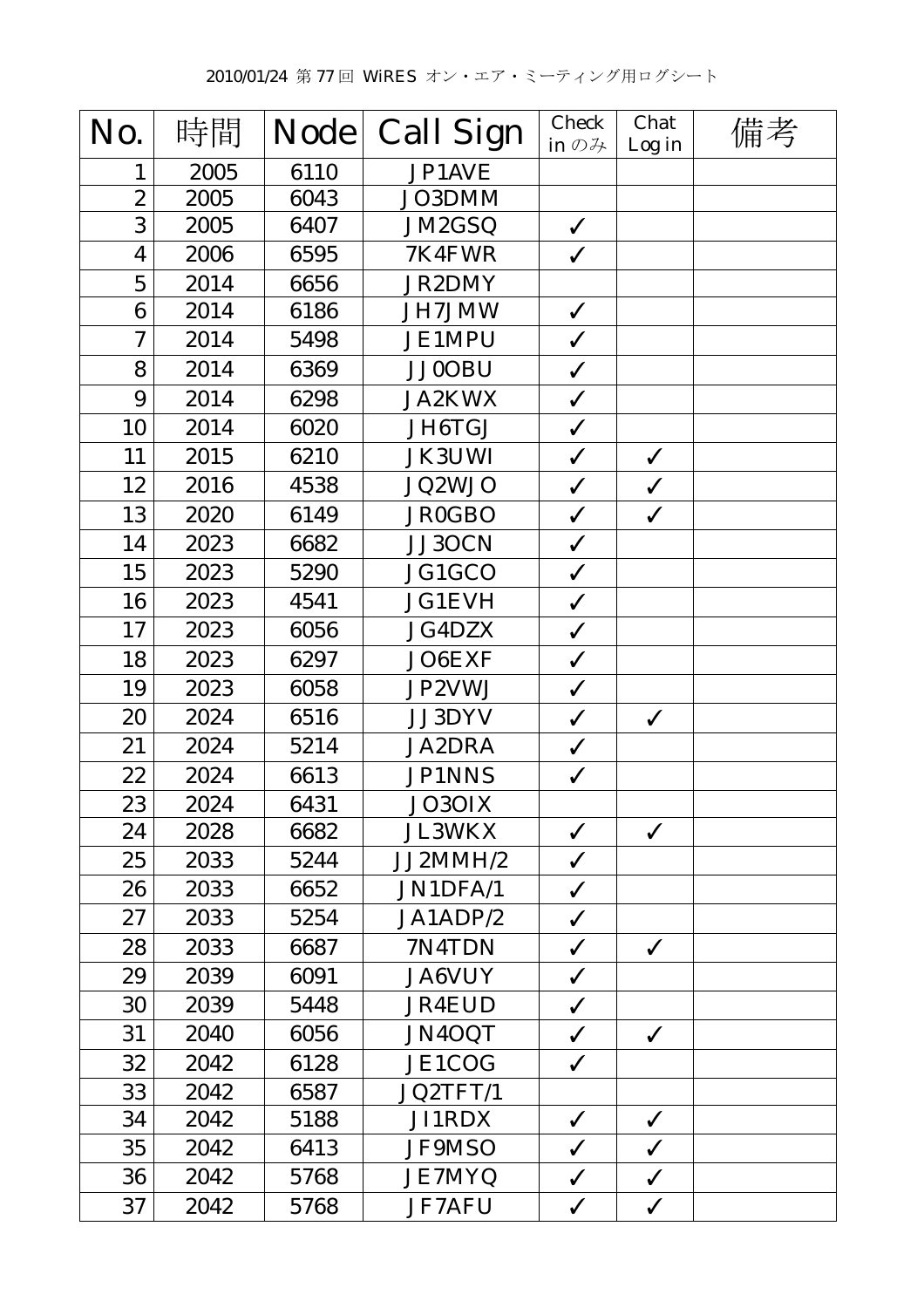2010/01/24 第 77 回 WiRES オン・エア・ミーティング用ログシート

| No. | 時間 | Node | Call Sign | Check in のみ | Chat Log in | 備考 |
|---|---|---|---|---|---|---|
| 1 | 2005 | 6110 | JP1AVE | | | |
| 2 | 2005 | 6043 | JO3DMM | | | |
| 3 | 2005 | 6407 | JM2GSQ | ✓ | | |
| 4 | 2006 | 6595 | 7K4FWR | ✓ | | |
| 5 | 2014 | 6656 | JR2DMY | | | |
| 6 | 2014 | 6186 | JH7JMW | ✓ | | |
| 7 | 2014 | 5498 | JE1MPU | ✓ | | |
| 8 | 2014 | 6369 | JJ0OBU | ✓ | | |
| 9 | 2014 | 6298 | JA2KWX | ✓ | | |
| 10 | 2014 | 6020 | JH6TGJ | ✓ | | |
| 11 | 2015 | 6210 | JK3UWI | ✓ | ✓ | |
| 12 | 2016 | 4538 | JQ2WJO | ✓ | ✓ | |
| 13 | 2020 | 6149 | JR0GBO | ✓ | ✓ | |
| 14 | 2023 | 6682 | JJ3OCN | ✓ | | |
| 15 | 2023 | 5290 | JG1GCO | ✓ | | |
| 16 | 2023 | 4541 | JG1EVH | ✓ | | |
| 17 | 2023 | 6056 | JG4DZX | ✓ | | |
| 18 | 2023 | 6297 | JO6EXF | ✓ | | |
| 19 | 2023 | 6058 | JP2VWJ | ✓ | | |
| 20 | 2024 | 6516 | JJ3DYV | ✓ | ✓ | |
| 21 | 2024 | 5214 | JA2DRA | ✓ | | |
| 22 | 2024 | 6613 | JP1NNS | ✓ | | |
| 23 | 2024 | 6431 | JO3OIX | | | |
| 24 | 2028 | 6682 | JL3WKX | ✓ | ✓ | |
| 25 | 2033 | 5244 | JJ2MMH/2 | ✓ | | |
| 26 | 2033 | 6652 | JN1DFA/1 | ✓ | | |
| 27 | 2033 | 5254 | JA1ADP/2 | ✓ | | |
| 28 | 2033 | 6687 | 7N4TDN | ✓ | ✓ | |
| 29 | 2039 | 6091 | JA6VUY | ✓ | | |
| 30 | 2039 | 5448 | JR4EUD | ✓ | | |
| 31 | 2040 | 6056 | JN4OQT | ✓ | ✓ | |
| 32 | 2042 | 6128 | JE1COG | ✓ | | |
| 33 | 2042 | 6587 | JQ2TFT/1 | | | |
| 34 | 2042 | 5188 | JI1RDX | ✓ | ✓ | |
| 35 | 2042 | 6413 | JF9MSO | ✓ | ✓ | |
| 36 | 2042 | 5768 | JE7MYQ | ✓ | ✓ | |
| 37 | 2042 | 5768 | JF7AFU | ✓ | ✓ | |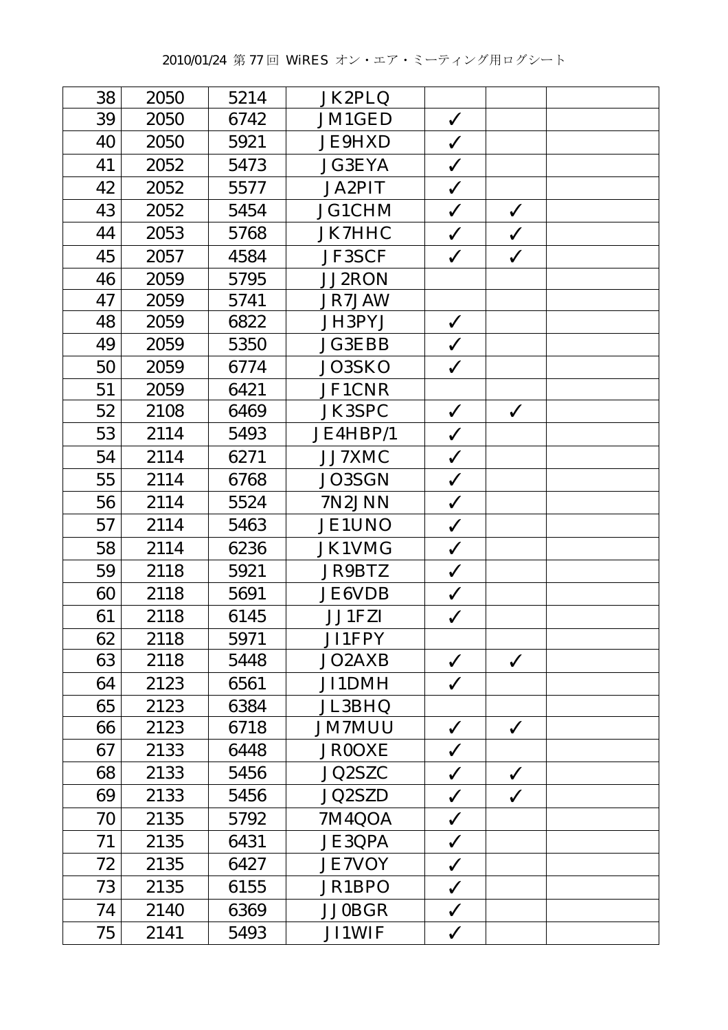2010/01/24 第 77 回 WiRES オン・エア・ミーティング用ログシート

| | | | | | | |
|---|---|---|---|---|---|---|
| 38 | 2050 | 5214 | JK2PLQ | | | |
| 39 | 2050 | 6742 | JM1GED | ✓ | | |
| 40 | 2050 | 5921 | JE9HXD | ✓ | | |
| 41 | 2052 | 5473 | JG3EYA | ✓ | | |
| 42 | 2052 | 5577 | JA2PIT | ✓ | | |
| 43 | 2052 | 5454 | JG1CHM | ✓ | ✓ | |
| 44 | 2053 | 5768 | JK7HHC | ✓ | ✓ | |
| 45 | 2057 | 4584 | JF3SCF | ✓ | ✓ | |
| 46 | 2059 | 5795 | JJ2RON | | | |
| 47 | 2059 | 5741 | JR7JAW | | | |
| 48 | 2059 | 6822 | JH3PYJ | ✓ | | |
| 49 | 2059 | 5350 | JG3EBB | ✓ | | |
| 50 | 2059 | 6774 | JO3SKO | ✓ | | |
| 51 | 2059 | 6421 | JF1CNR | | | |
| 52 | 2108 | 6469 | JK3SPC | ✓ | ✓ | |
| 53 | 2114 | 5493 | JE4HBP/1 | ✓ | | |
| 54 | 2114 | 6271 | JJ7XMC | ✓ | | |
| 55 | 2114 | 6768 | JO3SGN | ✓ | | |
| 56 | 2114 | 5524 | 7N2JNN | ✓ | | |
| 57 | 2114 | 5463 | JE1UNO | ✓ | | |
| 58 | 2114 | 6236 | JK1VMG | ✓ | | |
| 59 | 2118 | 5921 | JR9BTZ | ✓ | | |
| 60 | 2118 | 5691 | JE6VDB | ✓ | | |
| 61 | 2118 | 6145 | JJ1FZI | ✓ | | |
| 62 | 2118 | 5971 | JI1FPY | | | |
| 63 | 2118 | 5448 | JO2AXB | ✓ | ✓ | |
| 64 | 2123 | 6561 | JI1DMH | ✓ | | |
| 65 | 2123 | 6384 | JL3BHQ | | | |
| 66 | 2123 | 6718 | JM7MUU | ✓ | ✓ | |
| 67 | 2133 | 6448 | JR0OXE | ✓ | | |
| 68 | 2133 | 5456 | JQ2SZC | ✓ | ✓ | |
| 69 | 2133 | 5456 | JQ2SZD | ✓ | ✓ | |
| 70 | 2135 | 5792 | 7M4QOA | ✓ | | |
| 71 | 2135 | 6431 | JE3QPA | ✓ | | |
| 72 | 2135 | 6427 | JE7VOY | ✓ | | |
| 73 | 2135 | 6155 | JR1BPO | ✓ | | |
| 74 | 2140 | 6369 | JJ0BGR | ✓ | | |
| 75 | 2141 | 5493 | JI1WIF | ✓ | | |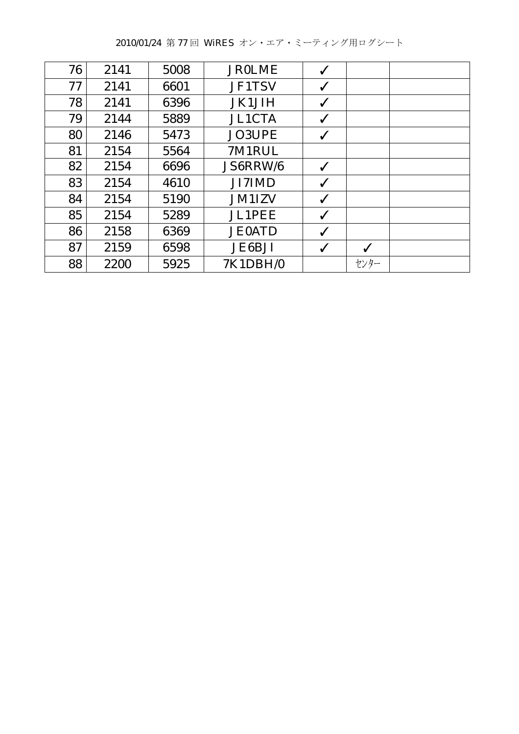2010/01/24 第77回 WiRES オン・エア・ミーティング用ログシート

| | | | | | | |
|---|---|---|---|---|---|---|
| 76 | 2141 | 5008 | JR0LME | ✓ | | |
| 77 | 2141 | 6601 | JF1TSV | ✓ | | |
| 78 | 2141 | 6396 | JK1JIH | ✓ | | |
| 79 | 2144 | 5889 | JL1CTA | ✓ | | |
| 80 | 2146 | 5473 | JO3UPE | ✓ | | |
| 81 | 2154 | 5564 | 7M1RUL | | | |
| 82 | 2154 | 6696 | JS6RRW/6 | ✓ | | |
| 83 | 2154 | 4610 | JI7IMD | ✓ | | |
| 84 | 2154 | 5190 | JM1IZV | ✓ | | |
| 85 | 2154 | 5289 | JL1PEE | ✓ | | |
| 86 | 2158 | 6369 | JE0ATD | ✓ | | |
| 87 | 2159 | 6598 | JE6BJI | ✓ | ✓ | |
| 88 | 2200 | 5925 | 7K1DBH/0 | | ｾﾝﾀｰ | |